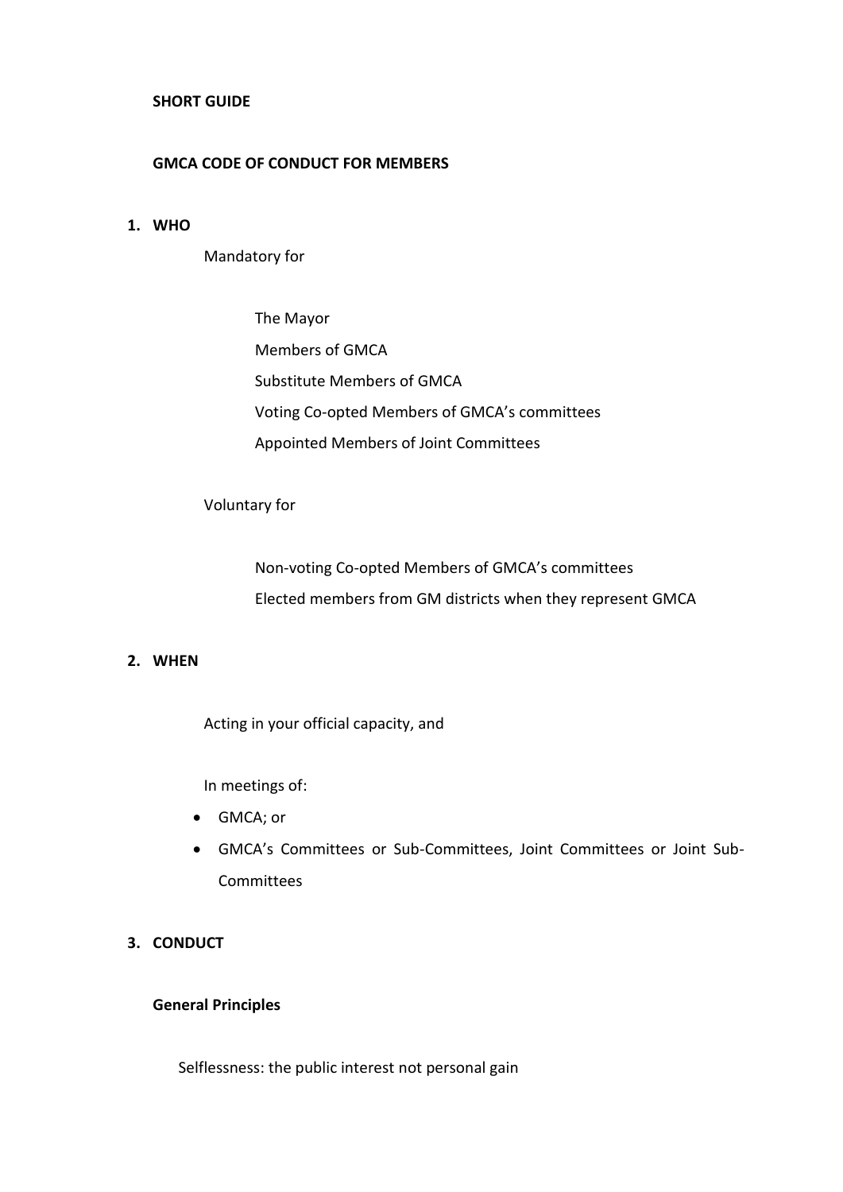**SHORT GUIDE**

**GMCA CODE OF CONDUCT FOR MEMBERS**

## 1. WHO

Mandatory for

The Mayor

Members of GMCA

Substitute Members of GMCA

Voting Co-opted Members of GMCA's committees

Appointed Members of Joint Committees

Voluntary for

Non-voting Co-opted Members of GMCA's committees

Elected members from GM districts when they represent GMCA

## 2. WHEN

Acting in your official capacity, and

In meetings of:

- GMCA; or
- GMCA's Committees or Sub-Committees, Joint Committees or Joint Sub-Committees

## 3. CONDUCT

**General Principles**

Selflessness: the public interest not personal gain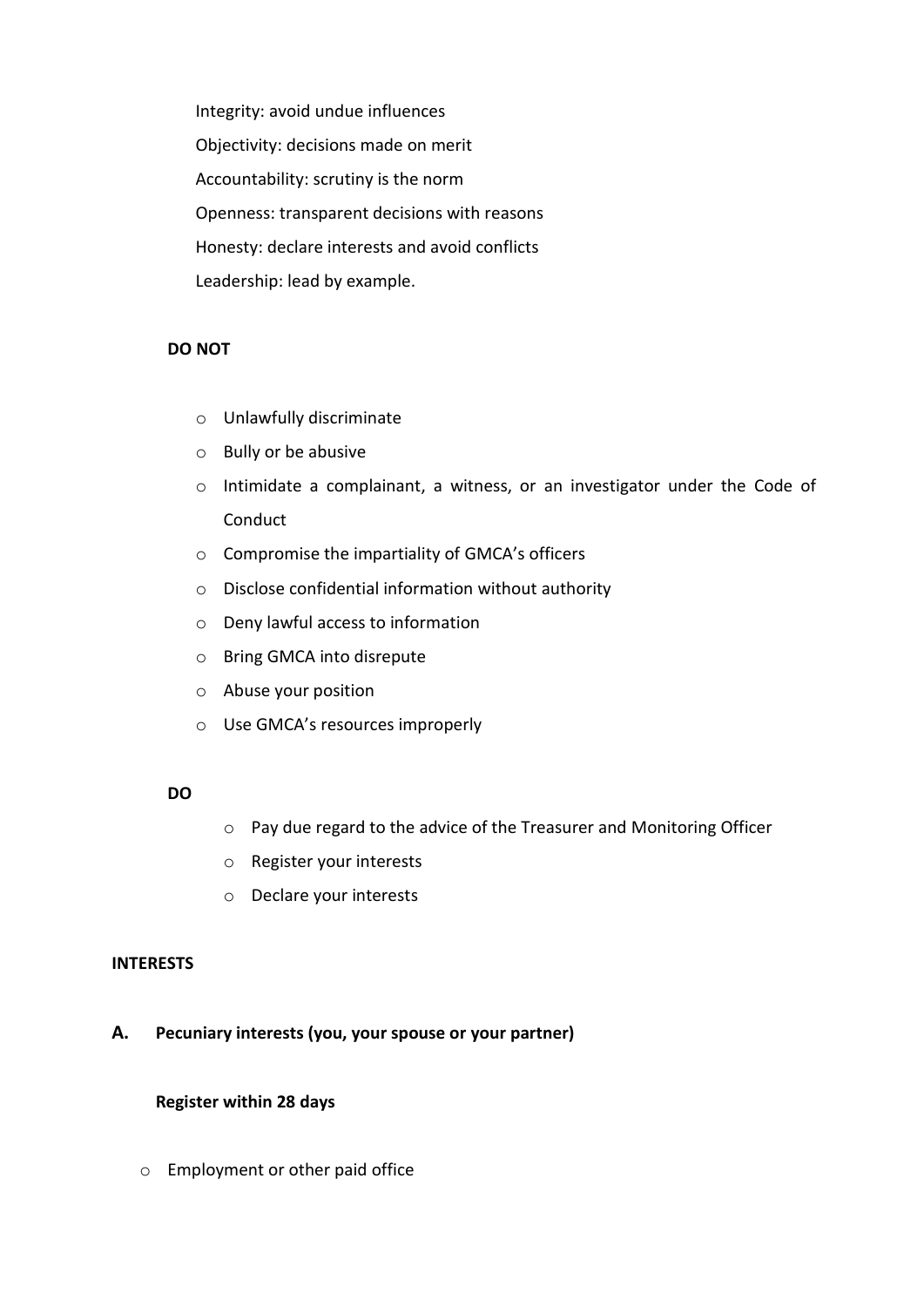Integrity: avoid undue influences

Objectivity: decisions made on merit

Accountability: scrutiny is the norm

Openness: transparent decisions with reasons

Honesty: declare interests and avoid conflicts

Leadership: lead by example.

**DO NOT**

- Unlawfully discriminate
- Bully or be abusive
- Intimidate a complainant, a witness, or an investigator under the Code of Conduct
- Compromise the impartiality of GMCA's officers
- Disclose confidential information without authority
- Deny lawful access to information
- Bring GMCA into disrepute
- Abuse your position
- Use GMCA's resources improperly

**DO**

- Pay due regard to the advice of the Treasurer and Monitoring Officer
- Register your interests
- Declare your interests

**INTERESTS**

**A. Pecuniary interests (you, your spouse or your partner)**

**Register within 28 days**

- Employment or other paid office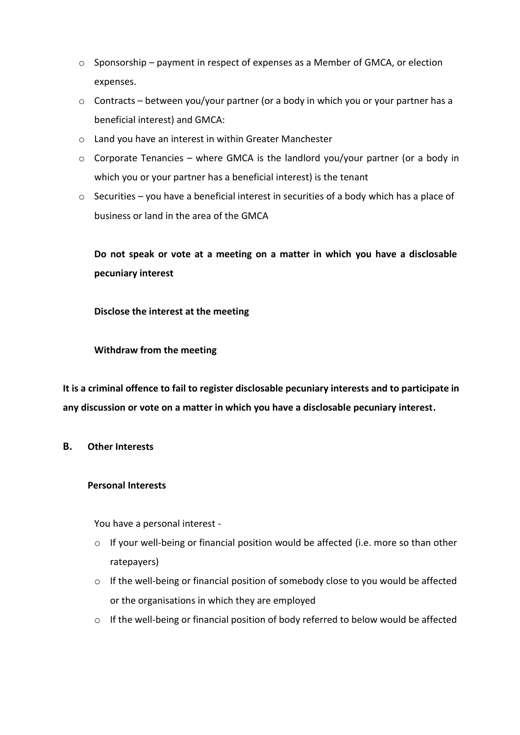- Sponsorship – payment in respect of expenses as a Member of GMCA, or election expenses.
- Contracts – between you/your partner (or a body in which you or your partner has a beneficial interest) and GMCA:
- Land you have an interest in within Greater Manchester
- Corporate Tenancies – where GMCA is the landlord you/your partner (or a body in which you or your partner has a beneficial interest) is the tenant
- Securities – you have a beneficial interest in securities of a body which has a place of business or land in the area of the GMCA

**Do not speak or vote at a meeting on a matter in which you have a disclosable pecuniary interest**

**Disclose the interest at the meeting**

**Withdraw from the meeting**

**It is a criminal offence to fail to register disclosable pecuniary interests and to participate in any discussion or vote on a matter in which you have a disclosable pecuniary interest.**

## B. Other Interests

### Personal Interests

You have a personal interest -

- If your well-being or financial position would be affected (i.e. more so than other ratepayers)
- If the well-being or financial position of somebody close to you would be affected or the organisations in which they are employed
- If the well-being or financial position of body referred to below would be affected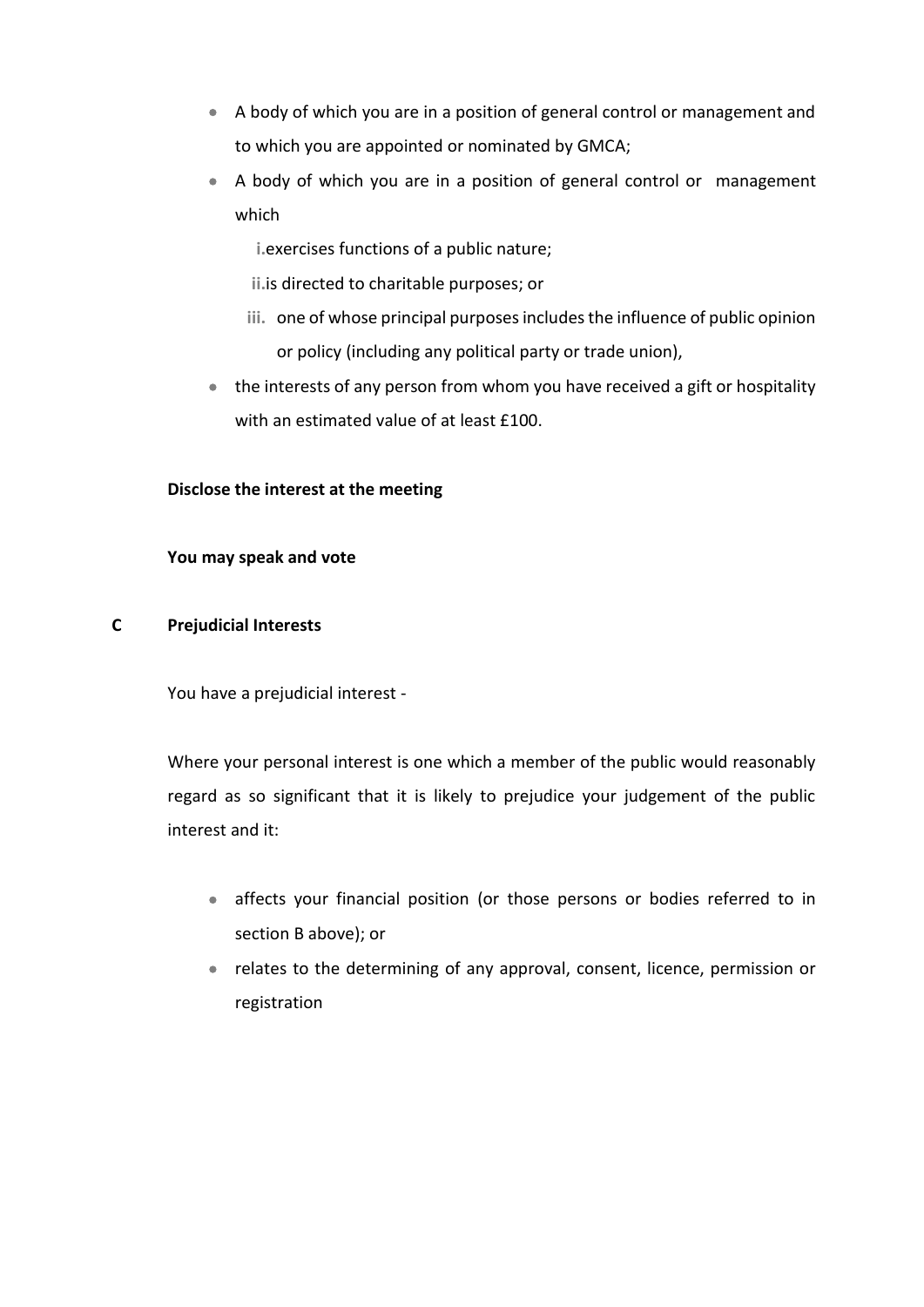- A body of which you are in a position of general control or management and to which you are appointed or nominated by GMCA;
- A body of which you are in a position of general control or management which
  - i. exercises functions of a public nature;
  - ii. is directed to charitable purposes; or
  - iii. one of whose principal purposes includes the influence of public opinion or policy (including any political party or trade union),
- the interests of any person from whom you have received a gift or hospitality with an estimated value of at least £100.

**Disclose the interest at the meeting**

**You may speak and vote**

**C Prejudicial Interests**

You have a prejudicial interest -

Where your personal interest is one which a member of the public would reasonably regard as so significant that it is likely to prejudice your judgement of the public interest and it:

- affects your financial position (or those persons or bodies referred to in section B above); or
- relates to the determining of any approval, consent, licence, permission or registration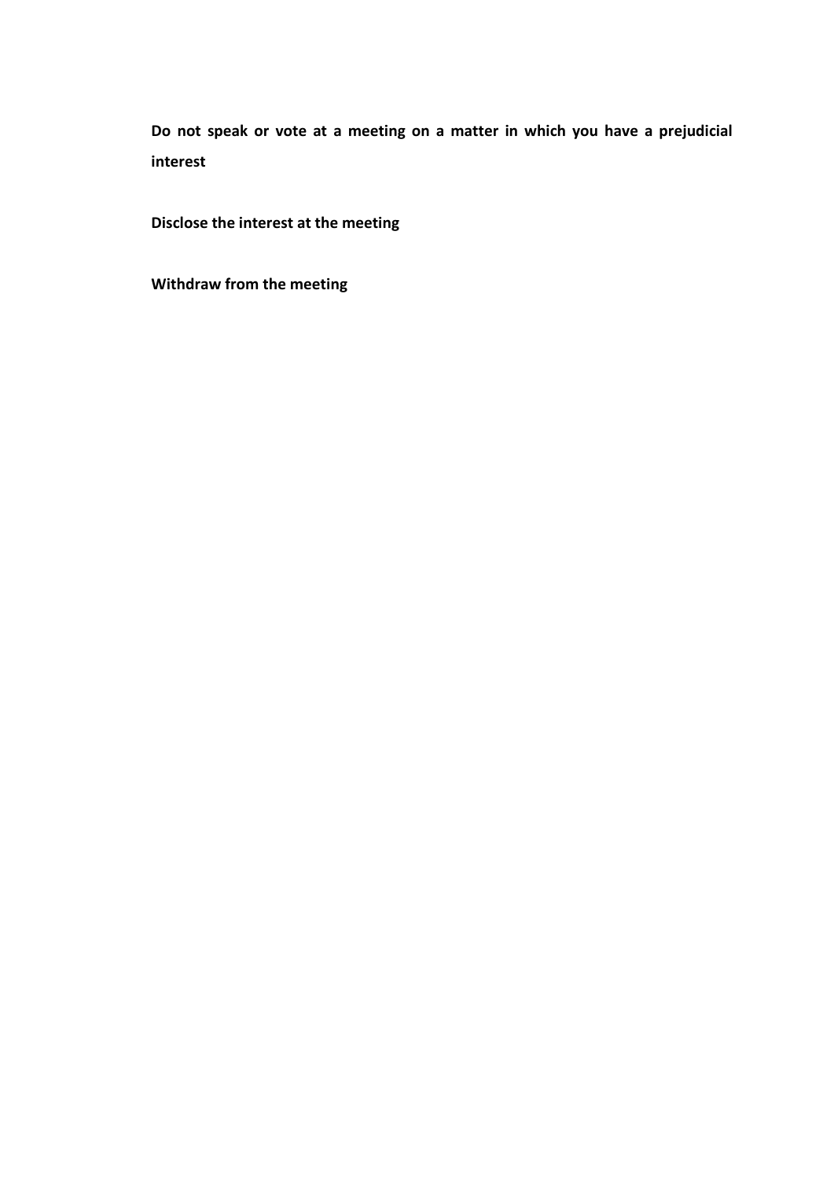**Do not speak or vote at a meeting on a matter in which you have a prejudicial interest**

**Disclose the interest at the meeting**

**Withdraw from the meeting**